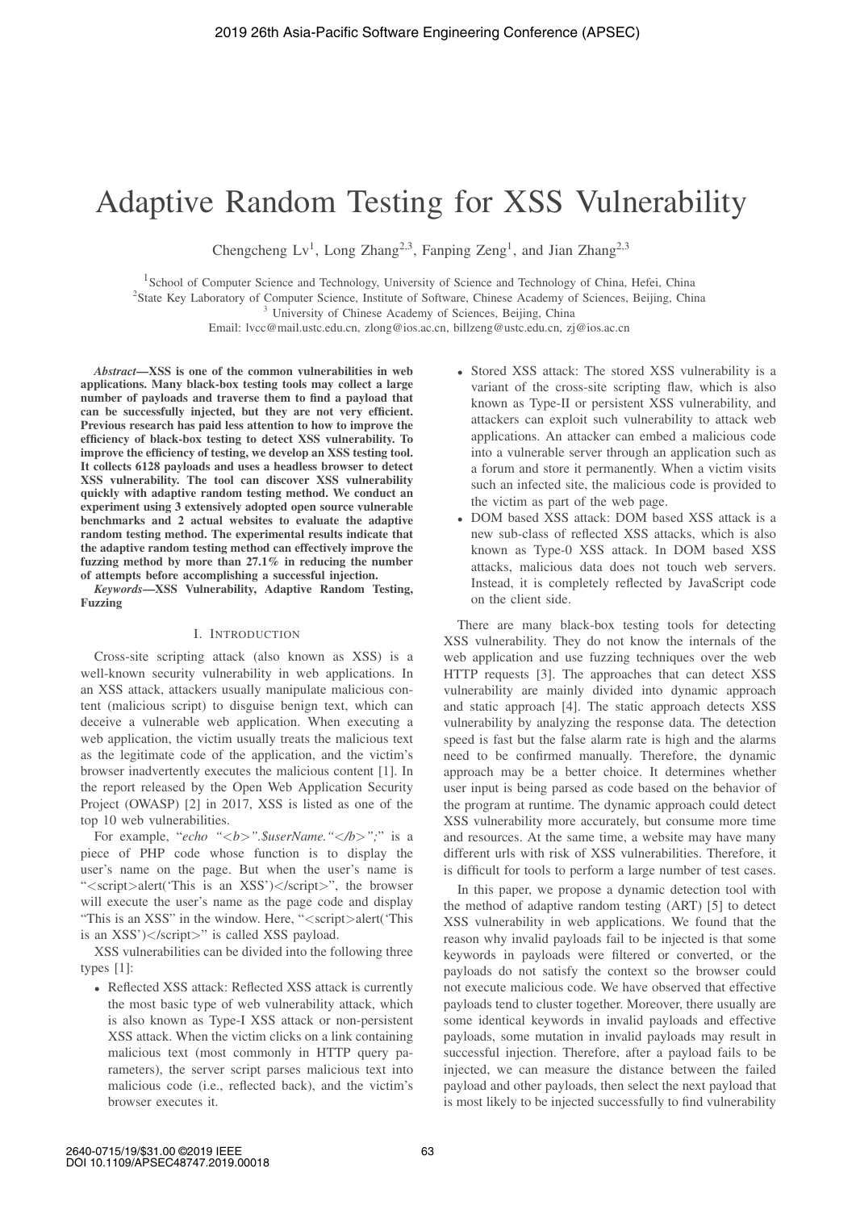# Adaptive Random Testing for XSS Vulnerability

Chengcheng Lv[1], Long Zhang[2,3], Fanping Zeng[1], and Jian Zhang[2,3]

[1]School of Computer Science and Technology, University of Science and Technology of China, Hefei, China
[2]State Key Laboratory of Computer Science, Institute of Software, Chinese Academy of Sciences, Beijing, China
[3] University of Chinese Academy of Sciences, Beijing, China
Email: lvcc@mail.ustc.edu.cn, zlong@ios.ac.cn, billzeng@ustc.edu.cn, zj@ios.ac.cn

***Abstract*—XSS is one of the common vulnerabilities in web applications. Many black-box testing tools may collect a large number of payloads and traverse them to find a payload that can be successfully injected, but they are not very efficient. Previous research has paid less attention to how to improve the efficiency of black-box testing to detect XSS vulnerability. To improve the efficiency of testing, we develop an XSS testing tool. It collects 6128 payloads and uses a headless browser to detect XSS vulnerability. The tool can discover XSS vulnerability quickly with adaptive random testing method. We conduct an experiment using 3 extensively adopted open source vulnerable benchmarks and 2 actual websites to evaluate the adaptive random testing method. The experimental results indicate that the adaptive random testing method can effectively improve the fuzzing method by more than 27.1% in reducing the number of attempts before accomplishing a successful injection.**

***Keywords*—XSS Vulnerability, Adaptive Random Testing, Fuzzing**

## I. Introduction

Cross-site scripting attack (also known as XSS) is a well-known security vulnerability in web applications. In an XSS attack, attackers usually manipulate malicious content (malicious script) to disguise benign text, which can deceive a vulnerable web application. When executing a web application, the victim usually treats the malicious text as the legitimate code of the application, and the victim's browser inadvertently executes the malicious content [1]. In the report released by the Open Web Application Security Project (OWASP) [2] in 2017, XSS is listed as one of the top 10 web vulnerabilities.

For example, "*echo "<b>".$userName."</b>";*" is a piece of PHP code whose function is to display the user's name on the page. But when the user's name is "<script>alert('This is an XSS')</script>", the browser will execute the user's name as the page code and display "This is an XSS" in the window. Here, "<script>alert('This is an XSS')</script>" is called XSS payload.

XSS vulnerabilities can be divided into the following three types [1]:

- Reflected XSS attack: Reflected XSS attack is currently the most basic type of web vulnerability attack, which is also known as Type-I XSS attack or non-persistent XSS attack. When the victim clicks on a link containing malicious text (most commonly in HTTP query parameters), the server script parses malicious text into malicious code (i.e., reflected back), and the victim's browser executes it.
- Stored XSS attack: The stored XSS vulnerability is a variant of the cross-site scripting flaw, which is also known as Type-II or persistent XSS vulnerability, and attackers can exploit such vulnerability to attack web applications. An attacker can embed a malicious code into a vulnerable server through an application such as a forum and store it permanently. When a victim visits such an infected site, the malicious code is provided to the victim as part of the web page.
- DOM based XSS attack: DOM based XSS attack is a new sub-class of reflected XSS attacks, which is also known as Type-0 XSS attack. In DOM based XSS attacks, malicious data does not touch web servers. Instead, it is completely reflected by JavaScript code on the client side.

There are many black-box testing tools for detecting XSS vulnerability. They do not know the internals of the web application and use fuzzing techniques over the web HTTP requests [3]. The approaches that can detect XSS vulnerability are mainly divided into dynamic approach and static approach [4]. The static approach detects XSS vulnerability by analyzing the response data. The detection speed is fast but the false alarm rate is high and the alarms need to be confirmed manually. Therefore, the dynamic approach may be a better choice. It determines whether user input is being parsed as code based on the behavior of the program at runtime. The dynamic approach could detect XSS vulnerability more accurately, but consume more time and resources. At the same time, a website may have many different urls with risk of XSS vulnerabilities. Therefore, it is difficult for tools to perform a large number of test cases.

In this paper, we propose a dynamic detection tool with the method of adaptive random testing (ART) [5] to detect XSS vulnerability in web applications. We found that the reason why invalid payloads fail to be injected is that some keywords in payloads were filtered or converted, or the payloads do not satisfy the context so the browser could not execute malicious code. We have observed that effective payloads tend to cluster together. Moreover, there usually are some identical keywords in invalid payloads and effective payloads, some mutation in invalid payloads may result in successful injection. Therefore, after a payload fails to be injected, we can measure the distance between the failed payload and other payloads, then select the next payload that is most likely to be injected successfully to find vulnerability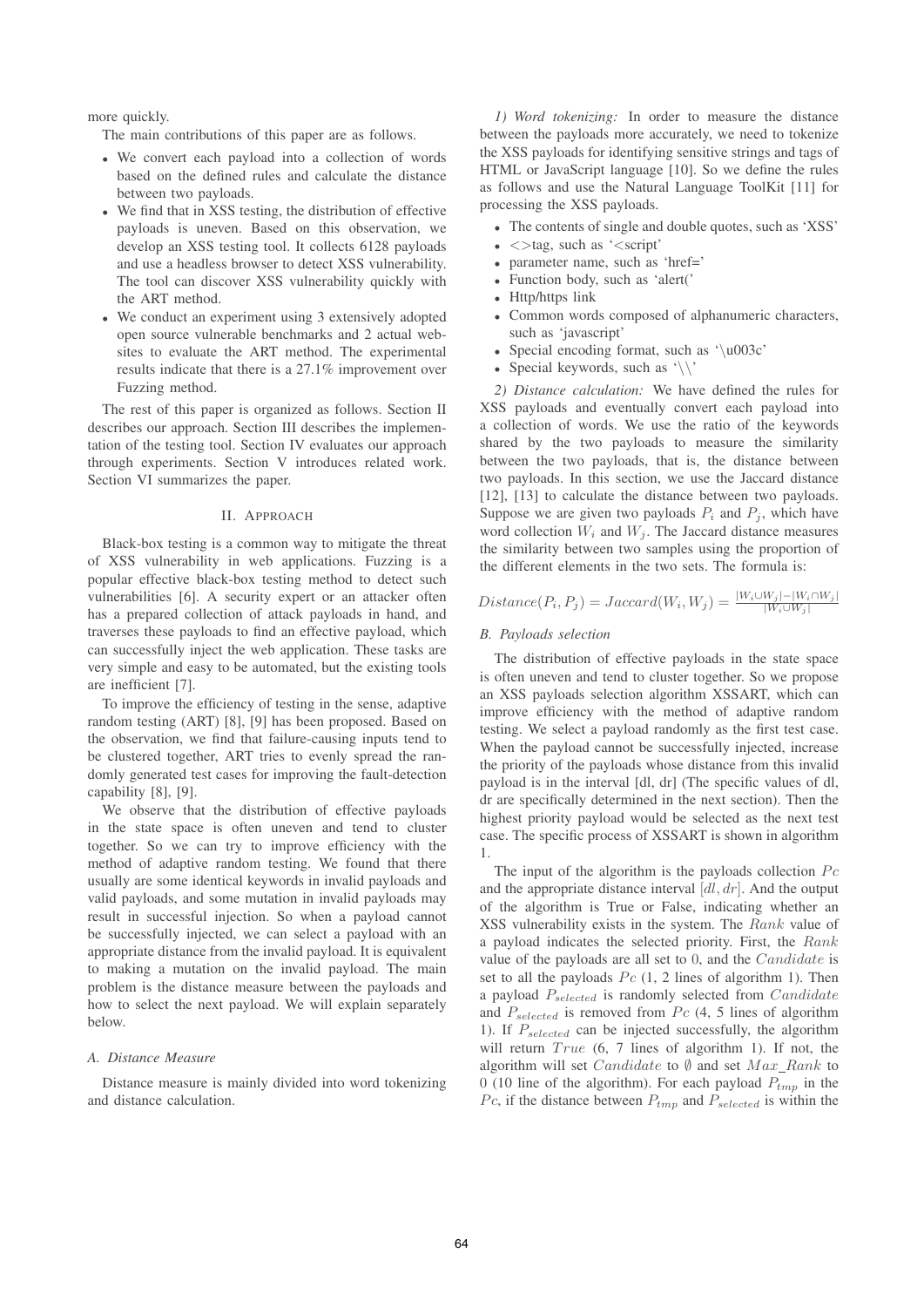more quickly.

The main contributions of this paper are as follows.

- We convert each payload into a collection of words based on the defined rules and calculate the distance between two payloads.
- We find that in XSS testing, the distribution of effective payloads is uneven. Based on this observation, we develop an XSS testing tool. It collects 6128 payloads and use a headless browser to detect XSS vulnerability. The tool can discover XSS vulnerability quickly with the ART method.
- We conduct an experiment using 3 extensively adopted open source vulnerable benchmarks and 2 actual websites to evaluate the ART method. The experimental results indicate that there is a 27.1% improvement over Fuzzing method.

The rest of this paper is organized as follows. Section II describes our approach. Section III describes the implementation of the testing tool. Section IV evaluates our approach through experiments. Section V introduces related work. Section VI summarizes the paper.

## II. Approach

Black-box testing is a common way to mitigate the threat of XSS vulnerability in web applications. Fuzzing is a popular effective black-box testing method to detect such vulnerabilities [6]. A security expert or an attacker often has a prepared collection of attack payloads in hand, and traverses these payloads to find an effective payload, which can successfully inject the web application. These tasks are very simple and easy to be automated, but the existing tools are inefficient [7].

To improve the efficiency of testing in the sense, adaptive random testing (ART) [8], [9] has been proposed. Based on the observation, we find that failure-causing inputs tend to be clustered together, ART tries to evenly spread the randomly generated test cases for improving the fault-detection capability [8], [9].

We observe that the distribution of effective payloads in the state space is often uneven and tend to cluster together. So we can try to improve efficiency with the method of adaptive random testing. We found that there usually are some identical keywords in invalid payloads and valid payloads, and some mutation in invalid payloads may result in successful injection. So when a payload cannot be successfully injected, we can select a payload with an appropriate distance from the invalid payload. It is equivalent to making a mutation on the invalid payload. The main problem is the distance measure between the payloads and how to select the next payload. We will explain separately below.

### A. Distance Measure

Distance measure is mainly divided into word tokenizing and distance calculation.

*1) Word tokenizing:* In order to measure the distance between the payloads more accurately, we need to tokenize the XSS payloads for identifying sensitive strings and tags of HTML or JavaScript language [10]. So we define the rules as follows and use the Natural Language ToolKit [11] for processing the XSS payloads.

- The contents of single and double quotes, such as 'XSS'
- <>tag, such as '<script'
- parameter name, such as 'href='
- Function body, such as 'alert('
- Http/https link
- Common words composed of alphanumeric characters, such as 'javascript'
- Special encoding format, such as '\u003c'
- Special keywords, such as '\\'

*2) Distance calculation:* We have defined the rules for XSS payloads and eventually convert each payload into a collection of words. We use the ratio of the keywords shared by the two payloads to measure the similarity between the two payloads, that is, the distance between two payloads. In this section, we use the Jaccard distance [12], [13] to calculate the distance between two payloads. Suppose we are given two payloads $P_i$ and $P_j$, which have word collection $W_i$ and $W_j$. The Jaccard distance measures the similarity between two samples using the proportion of the different elements in the two sets. The formula is:

$$Distance(P_i, P_j) = Jaccard(W_i, W_j) = \frac{|W_i \cup W_j| - |W_i \cap W_j|}{|W_i \cup W_j|}$$

### B. Payloads selection

The distribution of effective payloads in the state space is often uneven and tend to cluster together. So we propose an XSS payloads selection algorithm XSSART, which can improve efficiency with the method of adaptive random testing. We select a payload randomly as the first test case. When the payload cannot be successfully injected, increase the priority of the payloads whose distance from this invalid payload is in the interval [dl, dr] (The specific values of dl, dr are specifically determined in the next section). Then the highest priority payload would be selected as the next test case. The specific process of XSSART is shown in algorithm 1.

The input of the algorithm is the payloads collection $Pc$ and the appropriate distance interval $[dl, dr]$. And the output of the algorithm is True or False, indicating whether an XSS vulnerability exists in the system. The $Rank$ value of a payload indicates the selected priority. First, the $Rank$ value of the payloads are all set to 0, and the $Candidate$ is set to all the payloads $Pc$ (1, 2 lines of algorithm 1). Then a payload $P_{selected}$ is randomly selected from $Candidate$ and $P_{selected}$ is removed from $Pc$ (4, 5 lines of algorithm 1). If $P_{selected}$ can be injected successfully, the algorithm will return $True$ (6, 7 lines of algorithm 1). If not, the algorithm will set $Candidate$ to $\emptyset$ and set $Max\_Rank$ to 0 (10 line of the algorithm). For each payload $P_{tmp}$ in the $Pc$, if the distance between $P_{tmp}$ and $P_{selected}$ is within the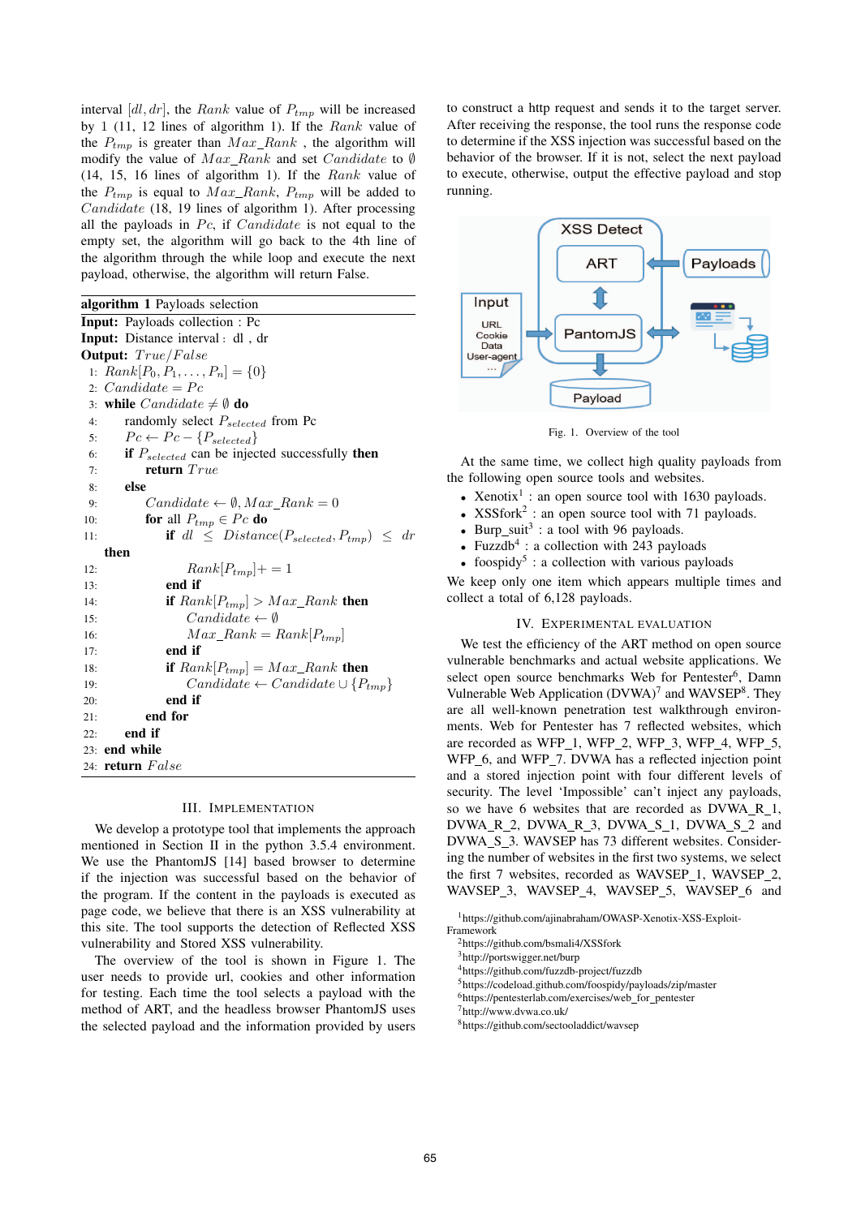interval $[dl, dr]$, the $Rank$ value of $P_{tmp}$ will be increased by 1 (11, 12 lines of algorithm 1). If the $Rank$ value of the $P_{tmp}$ is greater than $Max\_Rank$ , the algorithm will modify the value of $Max\_Rank$ and set $Candidate$ to $\emptyset$ (14, 15, 16 lines of algorithm 1). If the $Rank$ value of the $P_{tmp}$ is equal to $Max\_Rank$, $P_{tmp}$ will be added to $Candidate$ (18, 19 lines of algorithm 1). After processing all the payloads in $Pc$, if $Candidate$ is not equal to the empty set, the algorithm will go back to the 4th line of the algorithm through the while loop and execute the next payload, otherwise, the algorithm will return False.

**algorithm 1** Payloads selection

**Input:** Payloads collection : Pc
**Input:** Distance interval : dl , dr
**Output:** $True/False$

1: $Rank[P_0, P_1, \ldots, P_n] = \{0\}$
2: $Candidate = Pc$
3: **while** $Candidate \neq \emptyset$ **do**
4: randomly select $P_{selected}$ from Pc
5: $Pc \leftarrow Pc - \{P_{selected}\}$
6: **if** $P_{selected}$ can be injected successfully **then**
7: **return** $True$
8: **else**
9: $Candidate \leftarrow \emptyset, Max\_Rank = 0$
10: **for** all $P_{tmp} \in Pc$ **do**
11: **if** $dl \leq Distance(P_{selected}, P_{tmp}) \leq dr$ **then**
12: $Rank[P_{tmp}] += 1$
13: **end if**
14: **if** $Rank[P_{tmp}] > Max\_Rank$ **then**
15: $Candidate \leftarrow \emptyset$
16: $Max\_Rank = Rank[P_{tmp}]$
17: **end if**
18: **if** $Rank[P_{tmp}] = Max\_Rank$ **then**
19: $Candidate \leftarrow Candidate \cup \{P_{tmp}\}$
20: **end if**
21: **end for**
22: **end if**
23: **end while**
24: **return** $False$

## III. Implementation

We develop a prototype tool that implements the approach mentioned in Section II in the python 3.5.4 environment. We use the PhantomJS [14] based browser to determine if the injection was successful based on the behavior of the program. If the content in the payloads is executed as page code, we believe that there is an XSS vulnerability at this site. The tool supports the detection of Reflected XSS vulnerability and Stored XSS vulnerability.

The overview of the tool is shown in Figure 1. The user needs to provide url, cookies and other information for testing. Each time the tool selects a payload with the method of ART, and the headless browser PhantomJS uses the selected payload and the information provided by users to construct a http request and sends it to the target server. After receiving the response, the tool runs the response code to determine if the XSS injection was successful based on the behavior of the browser. If it is not, select the next payload to execute, otherwise, output the effective payload and stop running.

Fig. 1. Overview of the tool

At the same time, we collect high quality payloads from the following open source tools and websites.

- Xenotix[1] : an open source tool with 1630 payloads.
- XSSfork[2] : an open source tool with 71 payloads.
- Burp_suit[3] : a tool with 96 payloads.
- Fuzzdb[4] : a collection with 243 payloads
- foospidy[5] : a collection with various payloads

We keep only one item which appears multiple times and collect a total of 6,128 payloads.

## IV. Experimental Evaluation

We test the efficiency of the ART method on open source vulnerable benchmarks and actual website applications. We select open source benchmarks Web for Pentester[6], Damn Vulnerable Web Application (DVWA)[7] and WAVSEP[8]. They are all well-known penetration test walkthrough environments. Web for Pentester has 7 reflected websites, which are recorded as WFP_1, WFP_2, WFP_3, WFP_4, WFP_5, WFP_6, and WFP_7. DVWA has a reflected injection point and a stored injection point with four different levels of security. The level 'Impossible' can't inject any payloads, so we have 6 websites that are recorded as DVWA_R_1, DVWA_R_2, DVWA_R_3, DVWA_S_1, DVWA_S_2 and DVWA_S_3. WAVSEP has 73 different websites. Considering the number of websites in the first two systems, we select the first 7 websites, recorded as WAVSEP_1, WAVSEP_2, WAVSEP_3, WAVSEP_4, WAVSEP_5, WAVSEP_6 and

[1] https://github.com/ajinabraham/OWASP-Xenotix-XSS-Exploit-Framework
[2] https://github.com/bsmali4/XSSfork
[3] http://portswigger.net/burp
[4] https://github.com/fuzzdb-project/fuzzdb
[5] https://codeload.github.com/foospidy/payloads/zip/master
[6] https://pentesterlab.com/exercises/web_for_pentester
[7] http://www.dvwa.co.uk/
[8] https://github.com/sectooladdict/wavsep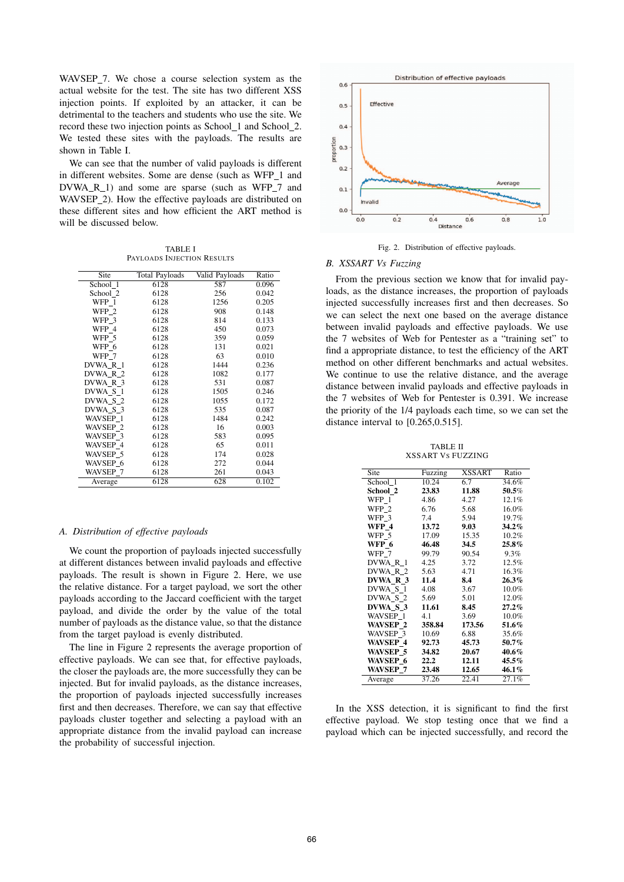WAVSEP_7. We chose a course selection system as the actual website for the test. The site has two different XSS injection points. If exploited by an attacker, it can be detrimental to the teachers and students who use the site. We record these two injection points as School_1 and School_2. We tested these sites with the payloads. The results are shown in Table I.

We can see that the number of valid payloads is different in different websites. Some are dense (such as WFP_1 and DVWA_R_1) and some are sparse (such as WFP_7 and WAVSEP_2). How the effective payloads are distributed on these different sites and how efficient the ART method is will be discussed below.

TABLE I
PAYLOADS INJECTION RESULTS

| Site | Total Payloads | Valid Payloads | Ratio |
|---|---|---|---|
| School_1 | 6128 | 587 | 0.096 |
| School_2 | 6128 | 256 | 0.042 |
| WFP_1 | 6128 | 1256 | 0.205 |
| WFP_2 | 6128 | 908 | 0.148 |
| WFP_3 | 6128 | 814 | 0.133 |
| WFP_4 | 6128 | 450 | 0.073 |
| WFP_5 | 6128 | 359 | 0.059 |
| WFP_6 | 6128 | 131 | 0.021 |
| WFP_7 | 6128 | 63 | 0.010 |
| DVWA_R_1 | 6128 | 1444 | 0.236 |
| DVWA_R_2 | 6128 | 1082 | 0.177 |
| DVWA_R_3 | 6128 | 531 | 0.087 |
| DVWA_S_1 | 6128 | 1505 | 0.246 |
| DVWA_S_2 | 6128 | 1055 | 0.172 |
| DVWA_S_3 | 6128 | 535 | 0.087 |
| WAVSEP_1 | 6128 | 1484 | 0.242 |
| WAVSEP_2 | 6128 | 16 | 0.003 |
| WAVSEP_3 | 6128 | 583 | 0.095 |
| WAVSEP_4 | 6128 | 65 | 0.011 |
| WAVSEP_5 | 6128 | 174 | 0.028 |
| WAVSEP_6 | 6128 | 272 | 0.044 |
| WAVSEP_7 | 6128 | 261 | 0.043 |
| Average | 6128 | 628 | 0.102 |

### A. Distribution of effective payloads

We count the proportion of payloads injected successfully at different distances between invalid payloads and effective payloads. The result is shown in Figure 2. Here, we use the relative distance. For a target payload, we sort the other payloads according to the Jaccard coefficient with the target payload, and divide the order by the value of the total number of payloads as the distance value, so that the distance from the target payload is evenly distributed.

The line in Figure 2 represents the average proportion of effective payloads. We can see that, for effective payloads, the closer the payloads are, the more successfully they can be injected. But for invalid payloads, as the distance increases, the proportion of payloads injected successfully increases first and then decreases. Therefore, we can say that effective payloads cluster together and selecting a payload with an appropriate distance from the invalid payload can increase the probability of successful injection.

Fig. 2. Distribution of effective payloads.

### B. XSSART Vs Fuzzing

From the previous section we know that for invalid payloads, as the distance increases, the proportion of payloads injected successfully increases first and then decreases. So we can select the next one based on the average distance between invalid payloads and effective payloads. We use the 7 websites of Web for Pentester as a "training set" to find a appropriate distance, to test the efficiency of the ART method on other different benchmarks and actual websites. We continue to use the relative distance, and the average distance between invalid payloads and effective payloads in the 7 websites of Web for Pentester is 0.391. We increase the priority of the 1/4 payloads each time, so we can set the distance interval to [0.265,0.515].

TABLE II
XSSART VS FUZZING

| Site | Fuzzing | XSSART | Ratio |
|---|---|---|---|
| School_1 | 10.24 | 6.7 | 34.6% |
| **School_2** | **23.83** | **11.88** | **50.5%** |
| WFP_1 | 4.86 | 4.27 | 12.1% |
| WFP_2 | 6.76 | 5.68 | 16.0% |
| WFP_3 | 7.4 | 5.94 | 19.7% |
| **WFP_4** | **13.72** | **9.03** | **34.2%** |
| WFP_5 | 17.09 | 15.35 | 10.2% |
| **WFP_6** | **46.48** | **34.5** | **25.8%** |
| WFP_7 | 99.79 | 90.54 | 9.3% |
| DVWA_R_1 | 4.25 | 3.72 | 12.5% |
| DVWA_R_2 | 5.63 | 4.71 | 16.3% |
| **DVWA_R_3** | **11.4** | **8.4** | **26.3%** |
| DVWA_S_1 | 4.08 | 3.67 | 10.0% |
| DVWA_S_2 | 5.69 | 5.01 | 12.0% |
| **DVWA_S_3** | **11.61** | **8.45** | **27.2%** |
| WAVSEP_1 | 4.1 | 3.69 | 10.0% |
| **WAVSEP_2** | **358.84** | **173.56** | **51.6%** |
| WAVSEP_3 | 10.69 | 6.88 | 35.6% |
| **WAVSEP_4** | **92.73** | **45.73** | **50.7%** |
| **WAVSEP_5** | **34.82** | **20.67** | **40.6%** |
| **WAVSEP_6** | **22.2** | **12.11** | **45.5%** |
| **WAVSEP_7** | **23.48** | **12.65** | **46.1%** |
| Average | 37.26 | 22.41 | 27.1% |

In the XSS detection, it is significant to find the first effective payload. We stop testing once that we find a payload which can be injected successfully, and record the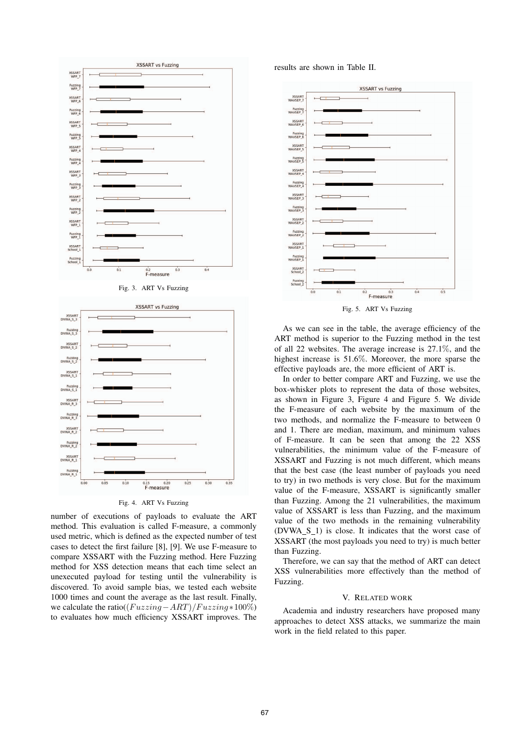Fig. 3. ART Vs Fuzzing

Fig. 4. ART Vs Fuzzing

number of executions of payloads to evaluate the ART method. This evaluation is called F-measure, a commonly used metric, which is defined as the expected number of test cases to detect the first failure [8], [9]. We use F-measure to compare XSSART with the Fuzzing method. Here Fuzzing method for XSS detection means that each time select an unexecuted payload for testing until the vulnerability is discovered. To avoid sample bias, we tested each website 1000 times and count the average as the last result. Finally, we calculate the ratio($(Fuzzing - ART)/Fuzzing * 100\%$) to evaluates how much efficiency XSSART improves. The results are shown in Table II.

Fig. 5. ART Vs Fuzzing

As we can see in the table, the average efficiency of the ART method is superior to the Fuzzing method in the test of all 22 websites. The average increase is 27.1%, and the highest increase is 51.6%. Moreover, the more sparse the effective payloads are, the more efficient of ART is.

In order to better compare ART and Fuzzing, we use the box-whisker plots to represent the data of those websites, as shown in Figure 3, Figure 4 and Figure 5. We divide the F-measure of each website by the maximum of the two methods, and normalize the F-measure to between 0 and 1. There are median, maximum, and minimum values of F-measure. It can be seen that among the 22 XSS vulnerabilities, the minimum value of the F-measure of XSSART and Fuzzing is not much different, which means that the best case (the least number of payloads you need to try) in two methods is very close. But for the maximum value of the F-measure, XSSART is significantly smaller than Fuzzing. Among the 21 vulnerabilities, the maximum value of XSSART is less than Fuzzing, and the maximum value of the two methods in the remaining vulnerability (DVWA_S_1) is close. It indicates that the worst case of XSSART (the most payloads you need to try) is much better than Fuzzing.

Therefore, we can say that the method of ART can detect XSS vulnerabilities more effectively than the method of Fuzzing.

## V. Related Work

Academia and industry researchers have proposed many approaches to detect XSS attacks, we summarize the main work in the field related to this paper.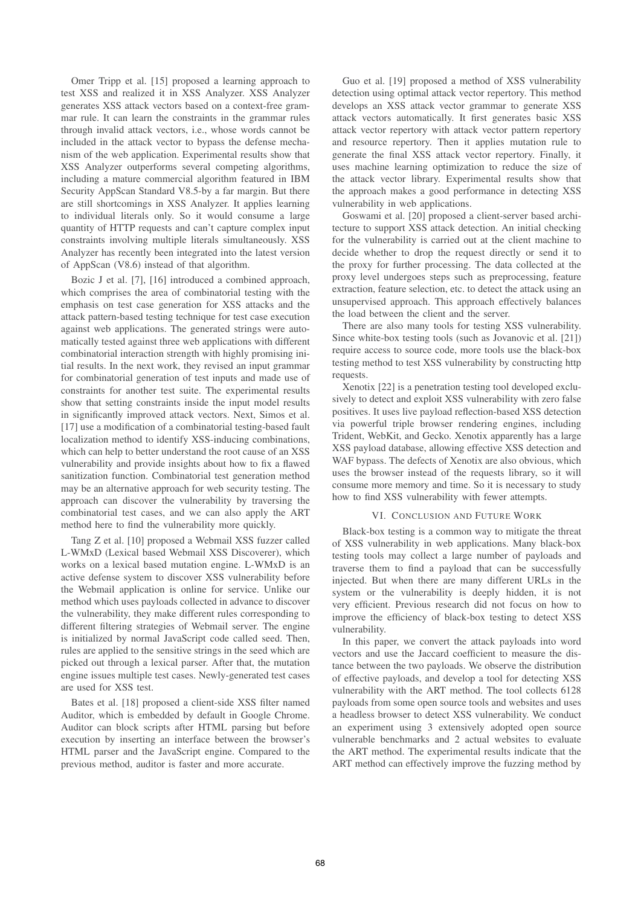Omer Tripp et al. [15] proposed a learning approach to test XSS and realized it in XSS Analyzer. XSS Analyzer generates XSS attack vectors based on a context-free grammar rule. It can learn the constraints in the grammar rules through invalid attack vectors, i.e., whose words cannot be included in the attack vector to bypass the defense mechanism of the web application. Experimental results show that XSS Analyzer outperforms several competing algorithms, including a mature commercial algorithm featured in IBM Security AppScan Standard V8.5-by a far margin. But there are still shortcomings in XSS Analyzer. It applies learning to individual literals only. So it would consume a large quantity of HTTP requests and can't capture complex input constraints involving multiple literals simultaneously. XSS Analyzer has recently been integrated into the latest version of AppScan (V8.6) instead of that algorithm.

Bozic J et al. [7], [16] introduced a combined approach, which comprises the area of combinatorial testing with the emphasis on test case generation for XSS attacks and the attack pattern-based testing technique for test case execution against web applications. The generated strings were automatically tested against three web applications with different combinatorial interaction strength with highly promising initial results. In the next work, they revised an input grammar for combinatorial generation of test inputs and made use of constraints for another test suite. The experimental results show that setting constraints inside the input model results in significantly improved attack vectors. Next, Simos et al. [17] use a modification of a combinatorial testing-based fault localization method to identify XSS-inducing combinations, which can help to better understand the root cause of an XSS vulnerability and provide insights about how to fix a flawed sanitization function. Combinatorial test generation method may be an alternative approach for web security testing. The approach can discover the vulnerability by traversing the combinatorial test cases, and we can also apply the ART method here to find the vulnerability more quickly.

Tang Z et al. [10] proposed a Webmail XSS fuzzer called L-WMxD (Lexical based Webmail XSS Discoverer), which works on a lexical based mutation engine. L-WMxD is an active defense system to discover XSS vulnerability before the Webmail application is online for service. Unlike our method which uses payloads collected in advance to discover the vulnerability, they make different rules corresponding to different filtering strategies of Webmail server. The engine is initialized by normal JavaScript code called seed. Then, rules are applied to the sensitive strings in the seed which are picked out through a lexical parser. After that, the mutation engine issues multiple test cases. Newly-generated test cases are used for XSS test.

Bates et al. [18] proposed a client-side XSS filter named Auditor, which is embedded by default in Google Chrome. Auditor can block scripts after HTML parsing but before execution by inserting an interface between the browser's HTML parser and the JavaScript engine. Compared to the previous method, auditor is faster and more accurate.

Guo et al. [19] proposed a method of XSS vulnerability detection using optimal attack vector repertory. This method develops an XSS attack vector grammar to generate XSS attack vectors automatically. It first generates basic XSS attack vector repertory with attack vector pattern repertory and resource repertory. Then it applies mutation rule to generate the final XSS attack vector repertory. Finally, it uses machine learning optimization to reduce the size of the attack vector library. Experimental results show that the approach makes a good performance in detecting XSS vulnerability in web applications.

Goswami et al. [20] proposed a client-server based architecture to support XSS attack detection. An initial checking for the vulnerability is carried out at the client machine to decide whether to drop the request directly or send it to the proxy for further processing. The data collected at the proxy level undergoes steps such as preprocessing, feature extraction, feature selection, etc. to detect the attack using an unsupervised approach. This approach effectively balances the load between the client and the server.

There are also many tools for testing XSS vulnerability. Since white-box testing tools (such as Jovanovic et al. [21]) require access to source code, more tools use the black-box testing method to test XSS vulnerability by constructing http requests.

Xenotix [22] is a penetration testing tool developed exclusively to detect and exploit XSS vulnerability with zero false positives. It uses live payload reflection-based XSS detection via powerful triple browser rendering engines, including Trident, WebKit, and Gecko. Xenotix apparently has a large XSS payload database, allowing effective XSS detection and WAF bypass. The defects of Xenotix are also obvious, which uses the browser instead of the requests library, so it will consume more memory and time. So it is necessary to study how to find XSS vulnerability with fewer attempts.

## VI. Conclusion and Future Work

Black-box testing is a common way to mitigate the threat of XSS vulnerability in web applications. Many black-box testing tools may collect a large number of payloads and traverse them to find a payload that can be successfully injected. But when there are many different URLs in the system or the vulnerability is deeply hidden, it is not very efficient. Previous research did not focus on how to improve the efficiency of black-box testing to detect XSS vulnerability.

In this paper, we convert the attack payloads into word vectors and use the Jaccard coefficient to measure the distance between the two payloads. We observe the distribution of effective payloads, and develop a tool for detecting XSS vulnerability with the ART method. The tool collects 6128 payloads from some open source tools and websites and uses a headless browser to detect XSS vulnerability. We conduct an experiment using 3 extensively adopted open source vulnerable benchmarks and 2 actual websites to evaluate the ART method. The experimental results indicate that the ART method can effectively improve the fuzzing method by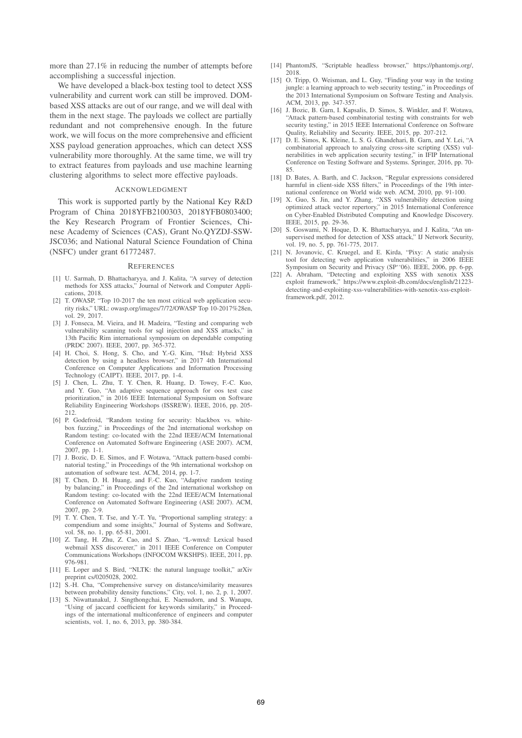more than 27.1% in reducing the number of attempts before accomplishing a successful injection.

We have developed a black-box testing tool to detect XSS vulnerability and current work can still be improved. DOM-based XSS attacks are out of our range, and we will deal with them in the next stage. The payloads we collect are partially redundant and not comprehensive enough. In the future work, we will focus on the more comprehensive and efficient XSS payload generation approaches, which can detect XSS vulnerability more thoroughly. At the same time, we will try to extract features from payloads and use machine learning clustering algorithms to select more effective payloads.

## Acknowledgment

This work is supported partly by the National Key R&D Program of China 2018YFB2100303, 2018YFB0803400; the Key Research Program of Frontier Sciences, Chinese Academy of Sciences (CAS), Grant No.QYZDJ-SSW-JSC036; and National Natural Science Foundation of China (NSFC) under grant 61772487.

## References

[1] U. Sarmah, D. Bhattacharyya, and J. Kalita, "A survey of detection methods for XSS attacks," Journal of Network and Computer Applications, 2018.

[2] T. OWASP, "Top 10-2017 the ten most critical web application security risks," URL: owasp.org/images/7/72/OWASP Top 10-2017%28en, vol. 29, 2017.

[3] J. Fonseca, M. Vieira, and H. Madeira, "Testing and comparing web vulnerability scanning tools for sql injection and XSS attacks," in 13th Pacific Rim international symposium on dependable computing (PRDC 2007). IEEE, 2007, pp. 365-372.

[4] H. Choi, S. Hong, S. Cho, and Y.-G. Kim, "Hxd: Hybrid XSS detection by using a headless browser," in 2017 4th International Conference on Computer Applications and Information Processing Technology (CAIPT). IEEE, 2017, pp. 1-4.

[5] J. Chen, L. Zhu, T. Y. Chen, R. Huang, D. Towey, F.-C. Kuo, and Y. Guo, "An adaptive sequence approach for oos test case prioritization," in 2016 IEEE International Symposium on Software Reliability Engineering Workshops (ISSREW). IEEE, 2016, pp. 205-212.

[6] P. Godefroid, "Random testing for security: blackbox vs. whitebox fuzzing," in Proceedings of the 2nd international workshop on Random testing: co-located with the 22nd IEEE/ACM International Conference on Automated Software Engineering (ASE 2007). ACM, 2007, pp. 1-1.

[7] J. Bozic, D. E. Simos, and F. Wotawa, "Attack pattern-based combinatorial testing," in Proceedings of the 9th international workshop on automation of software test. ACM, 2014, pp. 1-7.

[8] T. Chen, D. H. Huang, and F.-C. Kuo, "Adaptive random testing by balancing," in Proceedings of the 2nd international workshop on Random testing: co-located with the 22nd IEEE/ACM International Conference on Automated Software Engineering (ASE 2007). ACM, 2007, pp. 2-9.

[9] T. Y. Chen, T. Tse, and Y.-T. Yu, "Proportional sampling strategy: a compendium and some insights," Journal of Systems and Software, vol. 58, no. 1, pp. 65-81, 2001.

[10] Z. Tang, H. Zhu, Z. Cao, and S. Zhao, "L-wmxd: Lexical based webmail XSS discoverer," in 2011 IEEE Conference on Computer Communications Workshops (INFOCOM WKSHPS). IEEE, 2011, pp. 976-981.

[11] E. Loper and S. Bird, "NLTK: the natural language toolkit," arXiv preprint cs/0205028, 2002.

[12] S.-H. Cha, "Comprehensive survey on distance/similarity measures between probability density functions," City, vol. 1, no. 2, p. 1, 2007.

[13] S. Niwattanakul, J. Singthongchai, E. Naenudorn, and S. Wanapu, "Using of jaccard coefficient for keywords similarity," in Proceedings of the international multiconference of engineers and computer scientists, vol. 1, no. 6, 2013, pp. 380-384.

[14] PhantomJS, "Scriptable headless browser," https://phantomjs.org/, 2018.

[15] O. Tripp, O. Weisman, and L. Guy, "Finding your way in the testing jungle: a learning approach to web security testing," in Proceedings of the 2013 International Symposium on Software Testing and Analysis. ACM, 2013, pp. 347-357.

[16] J. Bozic, B. Garn, I. Kapsalis, D. Simos, S. Winkler, and F. Wotawa, "Attack pattern-based combinatorial testing with constraints for web security testing," in 2015 IEEE International Conference on Software Quality, Reliability and Security. IEEE, 2015, pp. 207-212.

[17] D. E. Simos, K. Kleine, L. S. G. Ghandehari, B. Garn, and Y. Lei, "A combinatorial approach to analyzing cross-site scripting (XSS) vulnerabilities in web application security testing," in IFIP International Conference on Testing Software and Systems. Springer, 2016, pp. 70-85.

[18] D. Bates, A. Barth, and C. Jackson, "Regular expressions considered harmful in client-side XSS filters," in Proceedings of the 19th international conference on World wide web. ACM, 2010, pp. 91-100.

[19] X. Guo, S. Jin, and Y. Zhang, "XSS vulnerability detection using optimized attack vector repertory," in 2015 International Conference on Cyber-Enabled Distributed Computing and Knowledge Discovery. IEEE, 2015, pp. 29-36.

[20] S. Goswami, N. Hoque, D. K. Bhattacharyya, and J. Kalita, "An unsupervised method for detection of XSS attack," IJ Network Security, vol. 19, no. 5, pp. 761-775, 2017.

[21] N. Jovanovic, C. Kruegel, and E. Kirda, "Pixy: A static analysis tool for detecting web application vulnerabilities," in 2006 IEEE Symposium on Security and Privacy (SP''06). IEEE, 2006, pp. 6-pp.

[22] A. Abraham, "Detecting and exploiting XSS with xenotix XSS exploit framework," https://www.exploit-db.com/docs/english/21223-detecting-and-exploiting-xss-vulnerabilities-with-xenotix-xss-exploit-framework.pdf, 2012.